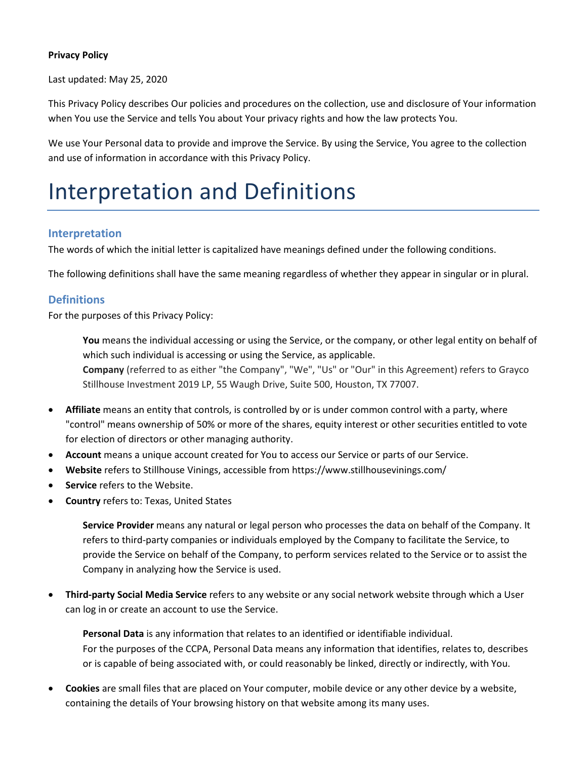**Privacy Policy**

Last updated: May 25, 2020

This Privacy Policy describes Our policies and procedures on the collection, use and disclosure of Your information when You use the Service and tells You about Your privacy rights and how the law protects You.

We use Your Personal data to provide and improve the Service. By using the Service, You agree to the collection and use of information in accordance with this Privacy Policy.

# Interpretation and Definitions

## Interpretation

The words of which the initial letter is capitalized have meanings defined under the following conditions.

The following definitions shall have the same meaning regardless of whether they appear in singular or in plural.

## Definitions

For the purposes of this Privacy Policy:

**You** means the individual accessing or using the Service, or the company, or other legal entity on behalf of which such individual is accessing or using the Service, as applicable.
**Company** (referred to as either "the Company", "We", "Us" or "Our" in this Agreement) refers to Grayco Stillhouse Investment 2019 LP, 55 Waugh Drive, Suite 500, Houston, TX 77007.

- **Affiliate** means an entity that controls, is controlled by or is under common control with a party, where "control" means ownership of 50% or more of the shares, equity interest or other securities entitled to vote for election of directors or other managing authority.
- **Account** means a unique account created for You to access our Service or parts of our Service.
- **Website** refers to Stillhouse Vinings, accessible from https://www.stillhousevinings.com/
- **Service** refers to the Website.
- **Country** refers to: Texas, United States

**Service Provider** means any natural or legal person who processes the data on behalf of the Company. It refers to third-party companies or individuals employed by the Company to facilitate the Service, to provide the Service on behalf of the Company, to perform services related to the Service or to assist the Company in analyzing how the Service is used.

- **Third-party Social Media Service** refers to any website or any social network website through which a User can log in or create an account to use the Service.

**Personal Data** is any information that relates to an identified or identifiable individual.
For the purposes of the CCPA, Personal Data means any information that identifies, relates to, describes or is capable of being associated with, or could reasonably be linked, directly or indirectly, with You.

- **Cookies** are small files that are placed on Your computer, mobile device or any other device by a website, containing the details of Your browsing history on that website among its many uses.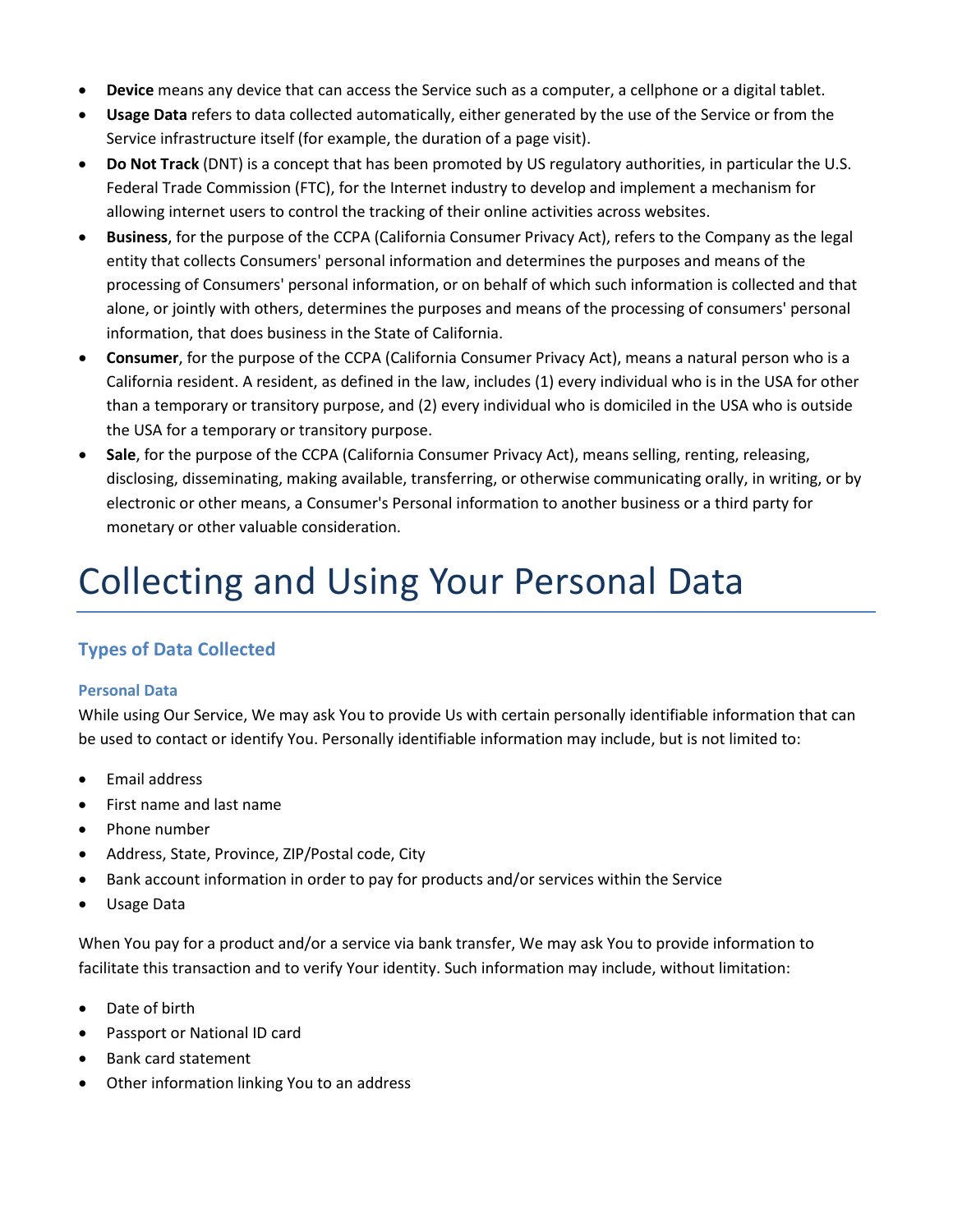- **Device** means any device that can access the Service such as a computer, a cellphone or a digital tablet.
- **Usage Data** refers to data collected automatically, either generated by the use of the Service or from the Service infrastructure itself (for example, the duration of a page visit).
- **Do Not Track** (DNT) is a concept that has been promoted by US regulatory authorities, in particular the U.S. Federal Trade Commission (FTC), for the Internet industry to develop and implement a mechanism for allowing internet users to control the tracking of their online activities across websites.
- **Business**, for the purpose of the CCPA (California Consumer Privacy Act), refers to the Company as the legal entity that collects Consumers' personal information and determines the purposes and means of the processing of Consumers' personal information, or on behalf of which such information is collected and that alone, or jointly with others, determines the purposes and means of the processing of consumers' personal information, that does business in the State of California.
- **Consumer**, for the purpose of the CCPA (California Consumer Privacy Act), means a natural person who is a California resident. A resident, as defined in the law, includes (1) every individual who is in the USA for other than a temporary or transitory purpose, and (2) every individual who is domiciled in the USA who is outside the USA for a temporary or transitory purpose.
- **Sale**, for the purpose of the CCPA (California Consumer Privacy Act), means selling, renting, releasing, disclosing, disseminating, making available, transferring, or otherwise communicating orally, in writing, or by electronic or other means, a Consumer's Personal information to another business or a third party for monetary or other valuable consideration.

# Collecting and Using Your Personal Data

## Types of Data Collected

### Personal Data

While using Our Service, We may ask You to provide Us with certain personally identifiable information that can be used to contact or identify You. Personally identifiable information may include, but is not limited to:

- Email address
- First name and last name
- Phone number
- Address, State, Province, ZIP/Postal code, City
- Bank account information in order to pay for products and/or services within the Service
- Usage Data

When You pay for a product and/or a service via bank transfer, We may ask You to provide information to facilitate this transaction and to verify Your identity. Such information may include, without limitation:

- Date of birth
- Passport or National ID card
- Bank card statement
- Other information linking You to an address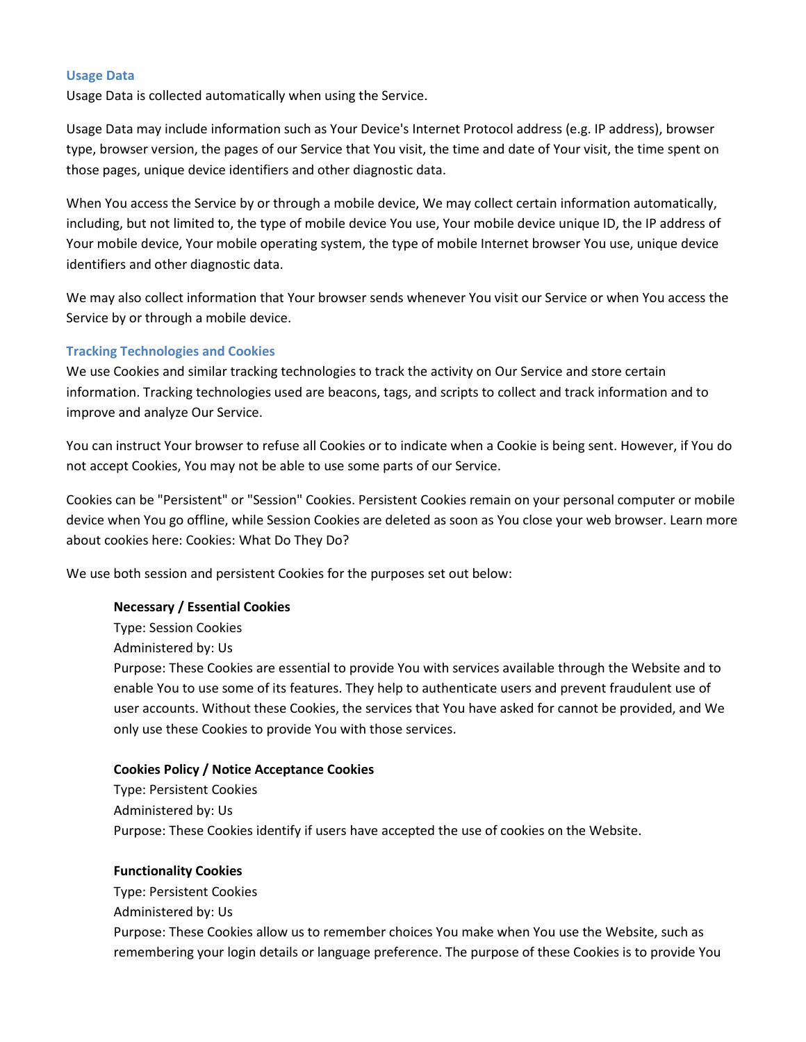### Usage Data

Usage Data is collected automatically when using the Service.

Usage Data may include information such as Your Device's Internet Protocol address (e.g. IP address), browser type, browser version, the pages of our Service that You visit, the time and date of Your visit, the time spent on those pages, unique device identifiers and other diagnostic data.

When You access the Service by or through a mobile device, We may collect certain information automatically, including, but not limited to, the type of mobile device You use, Your mobile device unique ID, the IP address of Your mobile device, Your mobile operating system, the type of mobile Internet browser You use, unique device identifiers and other diagnostic data.

We may also collect information that Your browser sends whenever You visit our Service or when You access the Service by or through a mobile device.

### Tracking Technologies and Cookies

We use Cookies and similar tracking technologies to track the activity on Our Service and store certain information. Tracking technologies used are beacons, tags, and scripts to collect and track information and to improve and analyze Our Service.

You can instruct Your browser to refuse all Cookies or to indicate when a Cookie is being sent. However, if You do not accept Cookies, You may not be able to use some parts of our Service.

Cookies can be "Persistent" or "Session" Cookies. Persistent Cookies remain on your personal computer or mobile device when You go offline, while Session Cookies are deleted as soon as You close your web browser. Learn more about cookies here: Cookies: What Do They Do?

We use both session and persistent Cookies for the purposes set out below:

**Necessary / Essential Cookies**
Type: Session Cookies
Administered by: Us
Purpose: These Cookies are essential to provide You with services available through the Website and to enable You to use some of its features. They help to authenticate users and prevent fraudulent use of user accounts. Without these Cookies, the services that You have asked for cannot be provided, and We only use these Cookies to provide You with those services.

**Cookies Policy / Notice Acceptance Cookies**
Type: Persistent Cookies
Administered by: Us
Purpose: These Cookies identify if users have accepted the use of cookies on the Website.

**Functionality Cookies**
Type: Persistent Cookies
Administered by: Us
Purpose: These Cookies allow us to remember choices You make when You use the Website, such as remembering your login details or language preference. The purpose of these Cookies is to provide You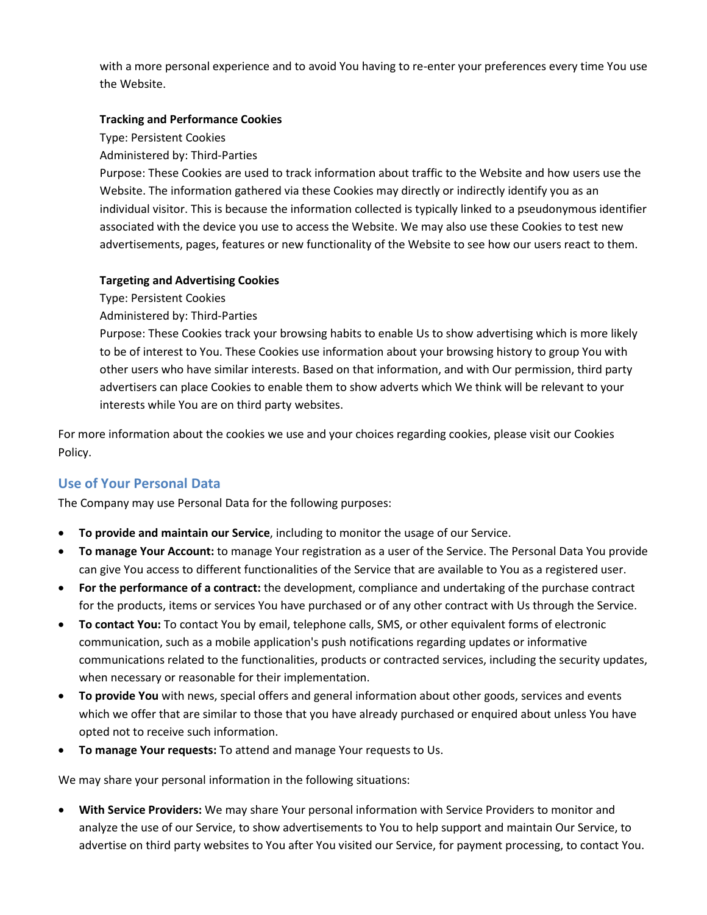with a more personal experience and to avoid You having to re-enter your preferences every time You use the Website.

**Tracking and Performance Cookies**

Type: Persistent Cookies

Administered by: Third-Parties

Purpose: These Cookies are used to track information about traffic to the Website and how users use the Website. The information gathered via these Cookies may directly or indirectly identify you as an individual visitor. This is because the information collected is typically linked to a pseudonymous identifier associated with the device you use to access the Website. We may also use these Cookies to test new advertisements, pages, features or new functionality of the Website to see how our users react to them.

**Targeting and Advertising Cookies**

Type: Persistent Cookies

Administered by: Third-Parties

Purpose: These Cookies track your browsing habits to enable Us to show advertising which is more likely to be of interest to You. These Cookies use information about your browsing history to group You with other users who have similar interests. Based on that information, and with Our permission, third party advertisers can place Cookies to enable them to show adverts which We think will be relevant to your interests while You are on third party websites.

For more information about the cookies we use and your choices regarding cookies, please visit our Cookies Policy.

## Use of Your Personal Data

The Company may use Personal Data for the following purposes:

- **To provide and maintain our Service**, including to monitor the usage of our Service.
- **To manage Your Account:** to manage Your registration as a user of the Service. The Personal Data You provide can give You access to different functionalities of the Service that are available to You as a registered user.
- **For the performance of a contract:** the development, compliance and undertaking of the purchase contract for the products, items or services You have purchased or of any other contract with Us through the Service.
- **To contact You:** To contact You by email, telephone calls, SMS, or other equivalent forms of electronic communication, such as a mobile application's push notifications regarding updates or informative communications related to the functionalities, products or contracted services, including the security updates, when necessary or reasonable for their implementation.
- **To provide You** with news, special offers and general information about other goods, services and events which we offer that are similar to those that you have already purchased or enquired about unless You have opted not to receive such information.
- **To manage Your requests:** To attend and manage Your requests to Us.

We may share your personal information in the following situations:

- **With Service Providers:** We may share Your personal information with Service Providers to monitor and analyze the use of our Service, to show advertisements to You to help support and maintain Our Service, to advertise on third party websites to You after You visited our Service, for payment processing, to contact You.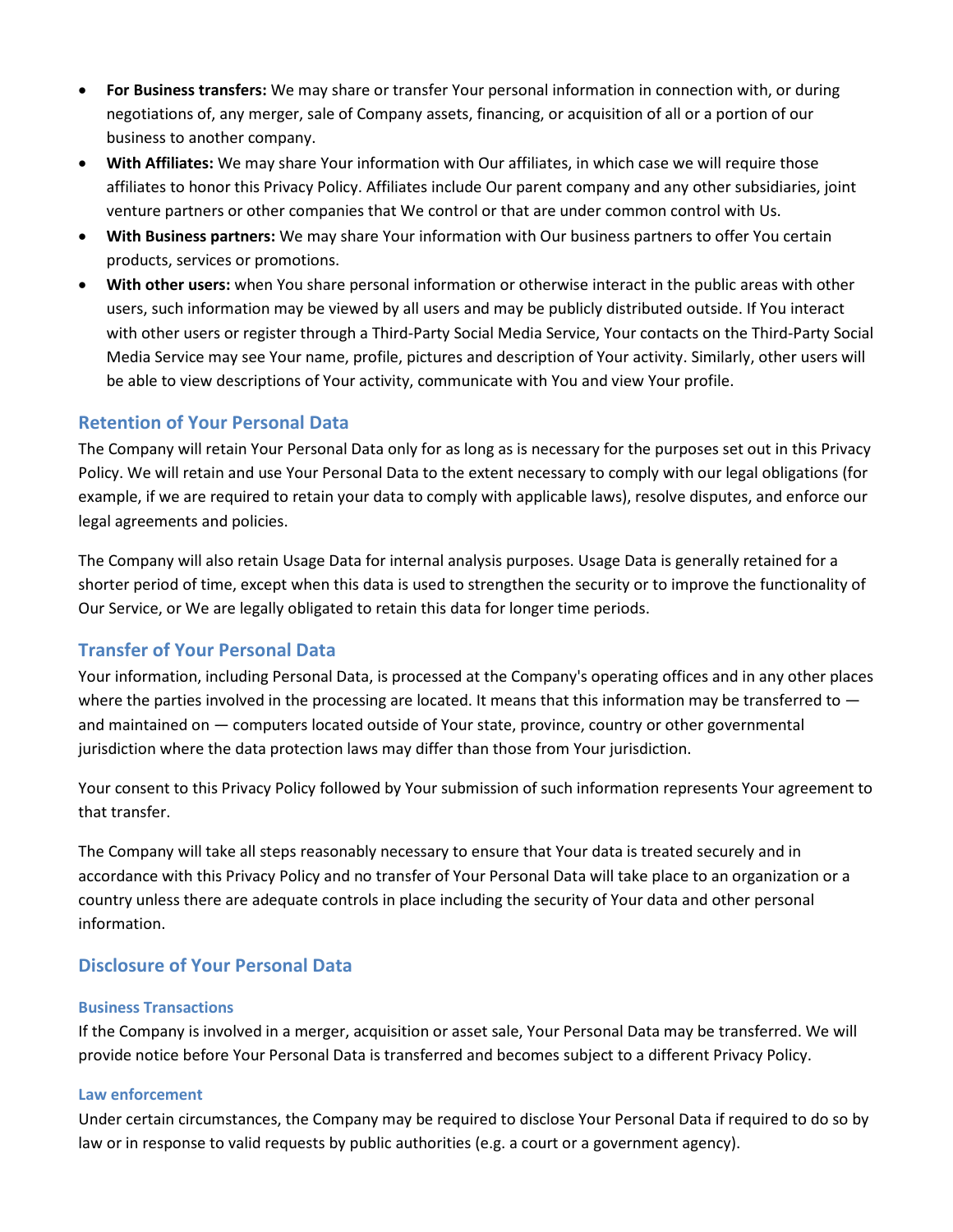- **For Business transfers:** We may share or transfer Your personal information in connection with, or during negotiations of, any merger, sale of Company assets, financing, or acquisition of all or a portion of our business to another company.
- **With Affiliates:** We may share Your information with Our affiliates, in which case we will require those affiliates to honor this Privacy Policy. Affiliates include Our parent company and any other subsidiaries, joint venture partners or other companies that We control or that are under common control with Us.
- **With Business partners:** We may share Your information with Our business partners to offer You certain products, services or promotions.
- **With other users:** when You share personal information or otherwise interact in the public areas with other users, such information may be viewed by all users and may be publicly distributed outside. If You interact with other users or register through a Third-Party Social Media Service, Your contacts on the Third-Party Social Media Service may see Your name, profile, pictures and description of Your activity. Similarly, other users will be able to view descriptions of Your activity, communicate with You and view Your profile.

## Retention of Your Personal Data

The Company will retain Your Personal Data only for as long as is necessary for the purposes set out in this Privacy Policy. We will retain and use Your Personal Data to the extent necessary to comply with our legal obligations (for example, if we are required to retain your data to comply with applicable laws), resolve disputes, and enforce our legal agreements and policies.

The Company will also retain Usage Data for internal analysis purposes. Usage Data is generally retained for a shorter period of time, except when this data is used to strengthen the security or to improve the functionality of Our Service, or We are legally obligated to retain this data for longer time periods.

## Transfer of Your Personal Data

Your information, including Personal Data, is processed at the Company's operating offices and in any other places where the parties involved in the processing are located. It means that this information may be transferred to — and maintained on — computers located outside of Your state, province, country or other governmental jurisdiction where the data protection laws may differ than those from Your jurisdiction.

Your consent to this Privacy Policy followed by Your submission of such information represents Your agreement to that transfer.

The Company will take all steps reasonably necessary to ensure that Your data is treated securely and in accordance with this Privacy Policy and no transfer of Your Personal Data will take place to an organization or a country unless there are adequate controls in place including the security of Your data and other personal information.

## Disclosure of Your Personal Data

### Business Transactions

If the Company is involved in a merger, acquisition or asset sale, Your Personal Data may be transferred. We will provide notice before Your Personal Data is transferred and becomes subject to a different Privacy Policy.

### Law enforcement

Under certain circumstances, the Company may be required to disclose Your Personal Data if required to do so by law or in response to valid requests by public authorities (e.g. a court or a government agency).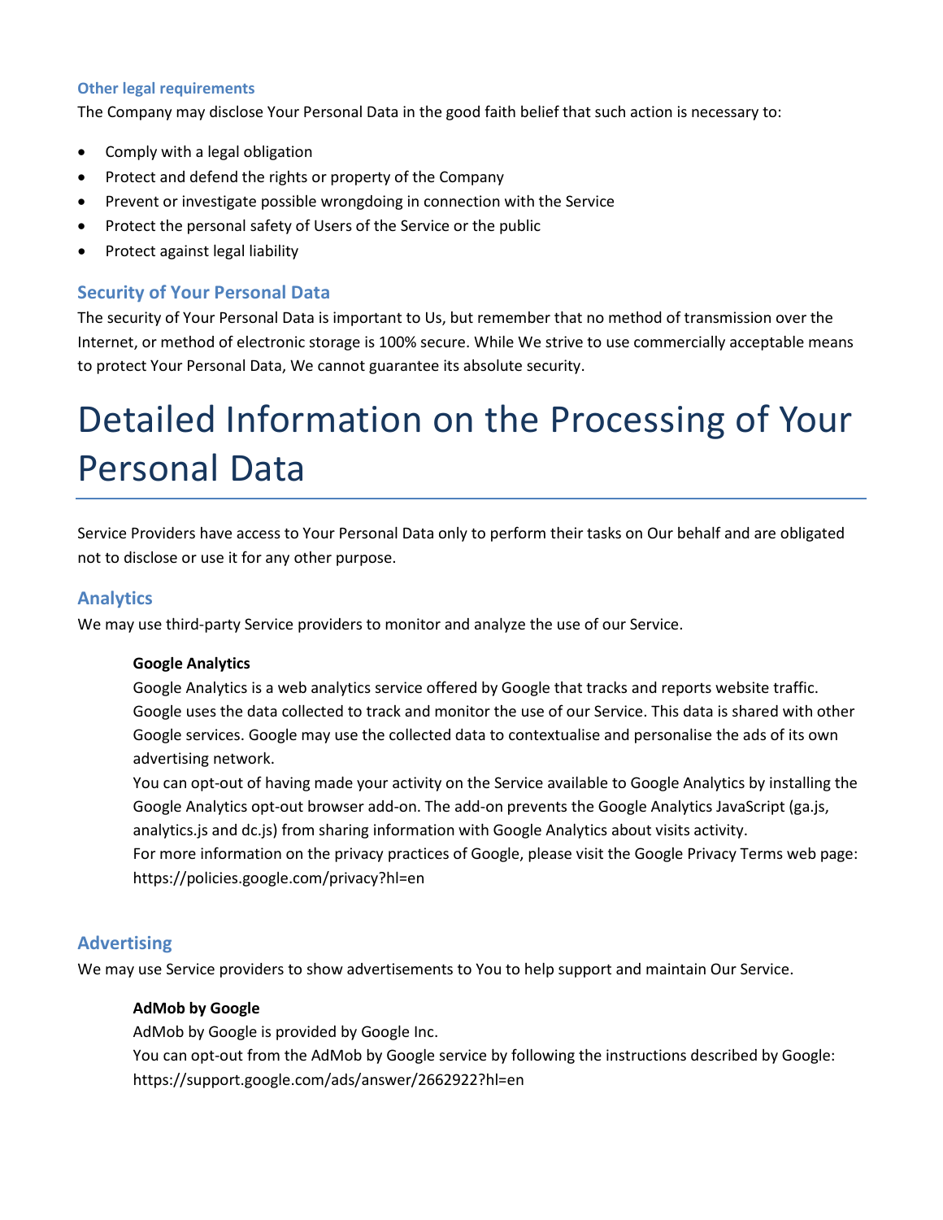### Other legal requirements

The Company may disclose Your Personal Data in the good faith belief that such action is necessary to:

- Comply with a legal obligation
- Protect and defend the rights or property of the Company
- Prevent or investigate possible wrongdoing in connection with the Service
- Protect the personal safety of Users of the Service or the public
- Protect against legal liability

## Security of Your Personal Data

The security of Your Personal Data is important to Us, but remember that no method of transmission over the Internet, or method of electronic storage is 100% secure. While We strive to use commercially acceptable means to protect Your Personal Data, We cannot guarantee its absolute security.

# Detailed Information on the Processing of Your Personal Data

Service Providers have access to Your Personal Data only to perform their tasks on Our behalf and are obligated not to disclose or use it for any other purpose.

## Analytics

We may use third-party Service providers to monitor and analyze the use of our Service.

**Google Analytics**

Google Analytics is a web analytics service offered by Google that tracks and reports website traffic. Google uses the data collected to track and monitor the use of our Service. This data is shared with other Google services. Google may use the collected data to contextualise and personalise the ads of its own advertising network.

You can opt-out of having made your activity on the Service available to Google Analytics by installing the Google Analytics opt-out browser add-on. The add-on prevents the Google Analytics JavaScript (ga.js, analytics.js and dc.js) from sharing information with Google Analytics about visits activity.

For more information on the privacy practices of Google, please visit the Google Privacy Terms web page: https://policies.google.com/privacy?hl=en

## Advertising

We may use Service providers to show advertisements to You to help support and maintain Our Service.

**AdMob by Google**

AdMob by Google is provided by Google Inc.

You can opt-out from the AdMob by Google service by following the instructions described by Google: https://support.google.com/ads/answer/2662922?hl=en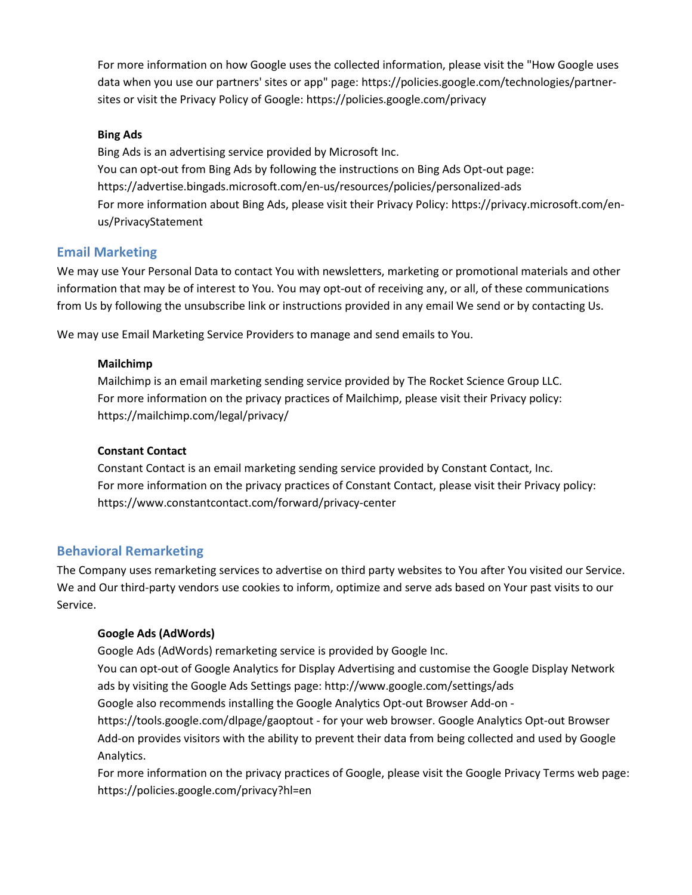For more information on how Google uses the collected information, please visit the "How Google uses data when you use our partners' sites or app" page: https://policies.google.com/technologies/partner-sites or visit the Privacy Policy of Google: https://policies.google.com/privacy

**Bing Ads**
Bing Ads is an advertising service provided by Microsoft Inc.
You can opt-out from Bing Ads by following the instructions on Bing Ads Opt-out page: https://advertise.bingads.microsoft.com/en-us/resources/policies/personalized-ads
For more information about Bing Ads, please visit their Privacy Policy: https://privacy.microsoft.com/en-us/PrivacyStatement

## Email Marketing

We may use Your Personal Data to contact You with newsletters, marketing or promotional materials and other information that may be of interest to You. You may opt-out of receiving any, or all, of these communications from Us by following the unsubscribe link or instructions provided in any email We send or by contacting Us.

We may use Email Marketing Service Providers to manage and send emails to You.

**Mailchimp**
Mailchimp is an email marketing sending service provided by The Rocket Science Group LLC.
For more information on the privacy practices of Mailchimp, please visit their Privacy policy: https://mailchimp.com/legal/privacy/

**Constant Contact**
Constant Contact is an email marketing sending service provided by Constant Contact, Inc.
For more information on the privacy practices of Constant Contact, please visit their Privacy policy: https://www.constantcontact.com/forward/privacy-center

## Behavioral Remarketing

The Company uses remarketing services to advertise on third party websites to You after You visited our Service. We and Our third-party vendors use cookies to inform, optimize and serve ads based on Your past visits to our Service.

**Google Ads (AdWords)**
Google Ads (AdWords) remarketing service is provided by Google Inc.
You can opt-out of Google Analytics for Display Advertising and customise the Google Display Network ads by visiting the Google Ads Settings page: http://www.google.com/settings/ads
Google also recommends installing the Google Analytics Opt-out Browser Add-on - https://tools.google.com/dlpage/gaoptout - for your web browser. Google Analytics Opt-out Browser Add-on provides visitors with the ability to prevent their data from being collected and used by Google Analytics.
For more information on the privacy practices of Google, please visit the Google Privacy Terms web page: https://policies.google.com/privacy?hl=en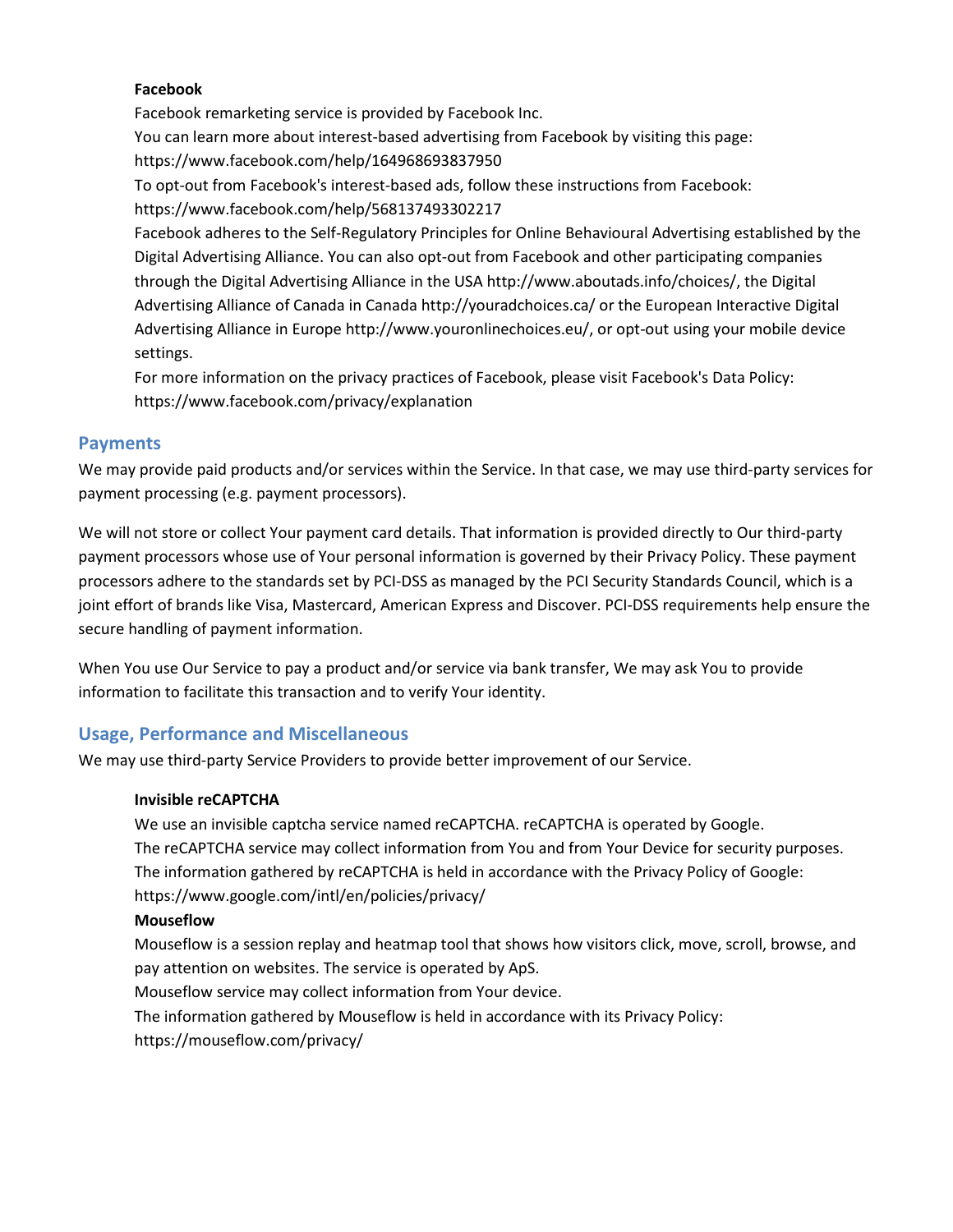**Facebook**

Facebook remarketing service is provided by Facebook Inc.

You can learn more about interest-based advertising from Facebook by visiting this page: https://www.facebook.com/help/164968693837950

To opt-out from Facebook's interest-based ads, follow these instructions from Facebook: https://www.facebook.com/help/568137493302217

Facebook adheres to the Self-Regulatory Principles for Online Behavioural Advertising established by the Digital Advertising Alliance. You can also opt-out from Facebook and other participating companies through the Digital Advertising Alliance in the USA http://www.aboutads.info/choices/, the Digital Advertising Alliance of Canada in Canada http://youradchoices.ca/ or the European Interactive Digital Advertising Alliance in Europe http://www.youronlinechoices.eu/, or opt-out using your mobile device settings.

For more information on the privacy practices of Facebook, please visit Facebook's Data Policy: https://www.facebook.com/privacy/explanation

## Payments

We may provide paid products and/or services within the Service. In that case, we may use third-party services for payment processing (e.g. payment processors).

We will not store or collect Your payment card details. That information is provided directly to Our third-party payment processors whose use of Your personal information is governed by their Privacy Policy. These payment processors adhere to the standards set by PCI-DSS as managed by the PCI Security Standards Council, which is a joint effort of brands like Visa, Mastercard, American Express and Discover. PCI-DSS requirements help ensure the secure handling of payment information.

When You use Our Service to pay a product and/or service via bank transfer, We may ask You to provide information to facilitate this transaction and to verify Your identity.

## Usage, Performance and Miscellaneous

We may use third-party Service Providers to provide better improvement of our Service.

**Invisible reCAPTCHA**

We use an invisible captcha service named reCAPTCHA. reCAPTCHA is operated by Google.

The reCAPTCHA service may collect information from You and from Your Device for security purposes.

The information gathered by reCAPTCHA is held in accordance with the Privacy Policy of Google: https://www.google.com/intl/en/policies/privacy/

**Mouseflow**

Mouseflow is a session replay and heatmap tool that shows how visitors click, move, scroll, browse, and pay attention on websites. The service is operated by ApS.

Mouseflow service may collect information from Your device.

The information gathered by Mouseflow is held in accordance with its Privacy Policy: https://mouseflow.com/privacy/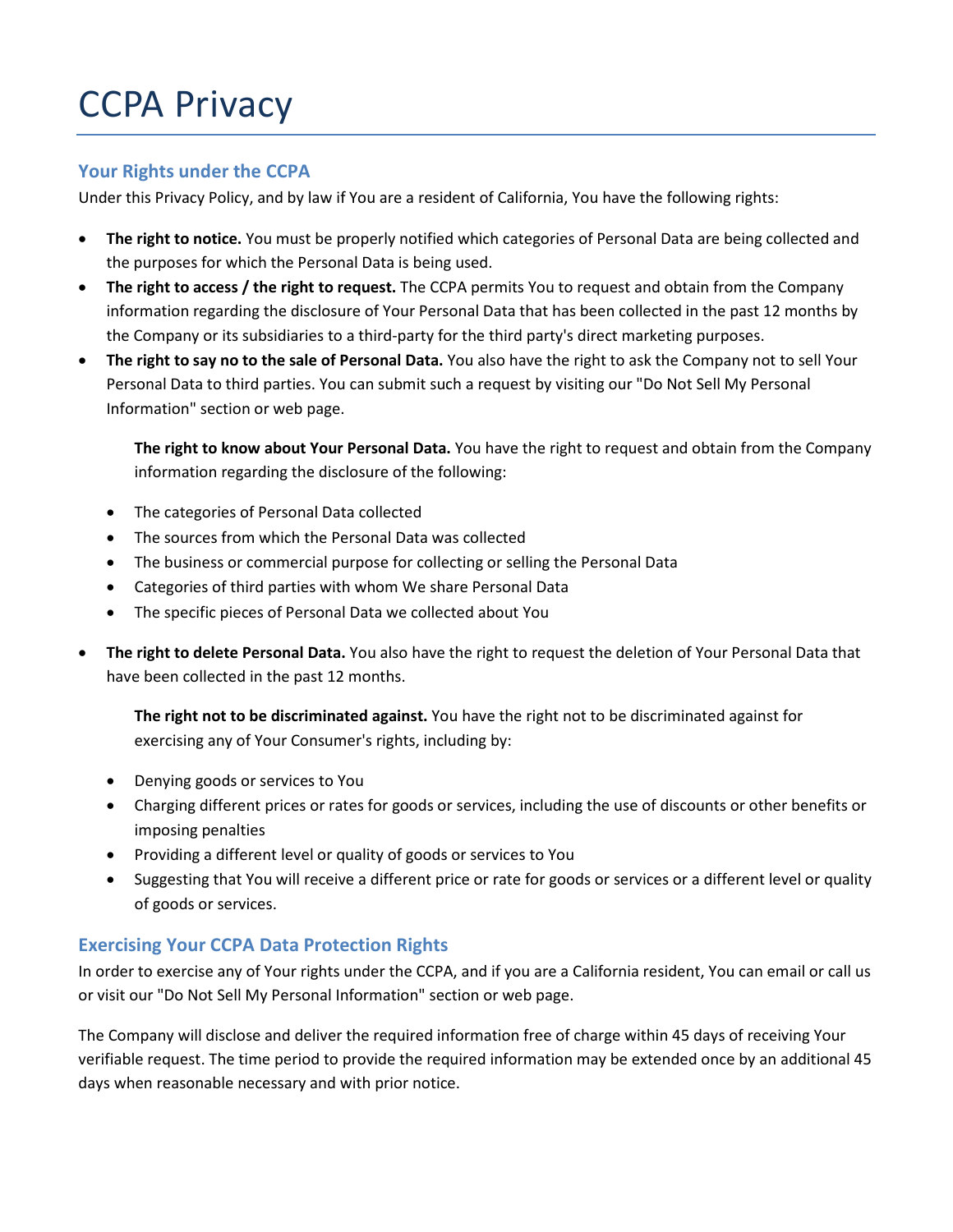# CCPA Privacy

## Your Rights under the CCPA

Under this Privacy Policy, and by law if You are a resident of California, You have the following rights:

- **The right to notice.** You must be properly notified which categories of Personal Data are being collected and the purposes for which the Personal Data is being used.
- **The right to access / the right to request.** The CCPA permits You to request and obtain from the Company information regarding the disclosure of Your Personal Data that has been collected in the past 12 months by the Company or its subsidiaries to a third-party for the third party's direct marketing purposes.
- **The right to say no to the sale of Personal Data.** You also have the right to ask the Company not to sell Your Personal Data to third parties. You can submit such a request by visiting our "Do Not Sell My Personal Information" section or web page.

  **The right to know about Your Personal Data.** You have the right to request and obtain from the Company information regarding the disclosure of the following:

  - The categories of Personal Data collected
  - The sources from which the Personal Data was collected
  - The business or commercial purpose for collecting or selling the Personal Data
  - Categories of third parties with whom We share Personal Data
  - The specific pieces of Personal Data we collected about You

- **The right to delete Personal Data.** You also have the right to request the deletion of Your Personal Data that have been collected in the past 12 months.

  **The right not to be discriminated against.** You have the right not to be discriminated against for exercising any of Your Consumer's rights, including by:

  - Denying goods or services to You
  - Charging different prices or rates for goods or services, including the use of discounts or other benefits or imposing penalties
  - Providing a different level or quality of goods or services to You
  - Suggesting that You will receive a different price or rate for goods or services or a different level or quality of goods or services.

## Exercising Your CCPA Data Protection Rights

In order to exercise any of Your rights under the CCPA, and if you are a California resident, You can email or call us or visit our "Do Not Sell My Personal Information" section or web page.

The Company will disclose and deliver the required information free of charge within 45 days of receiving Your verifiable request. The time period to provide the required information may be extended once by an additional 45 days when reasonable necessary and with prior notice.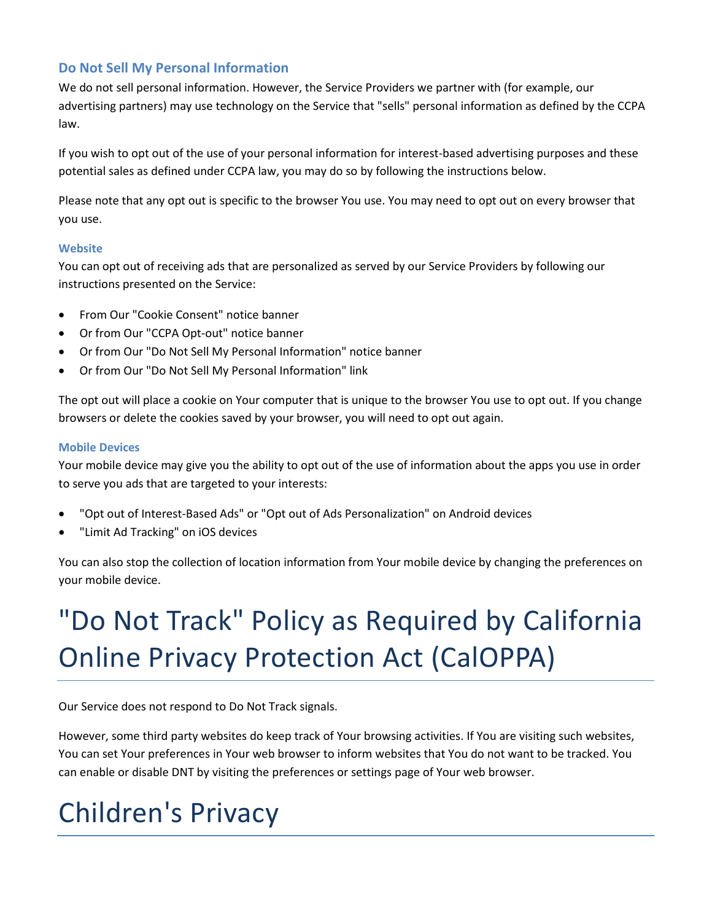### Do Not Sell My Personal Information

We do not sell personal information. However, the Service Providers we partner with (for example, our advertising partners) may use technology on the Service that "sells" personal information as defined by the CCPA law.

If you wish to opt out of the use of your personal information for interest-based advertising purposes and these potential sales as defined under CCPA law, you may do so by following the instructions below.

Please note that any opt out is specific to the browser You use. You may need to opt out on every browser that you use.

#### Website

You can opt out of receiving ads that are personalized as served by our Service Providers by following our instructions presented on the Service:

- From Our "Cookie Consent" notice banner
- Or from Our "CCPA Opt-out" notice banner
- Or from Our "Do Not Sell My Personal Information" notice banner
- Or from Our "Do Not Sell My Personal Information" link

The opt out will place a cookie on Your computer that is unique to the browser You use to opt out. If you change browsers or delete the cookies saved by your browser, you will need to opt out again.

#### Mobile Devices

Your mobile device may give you the ability to opt out of the use of information about the apps you use in order to serve you ads that are targeted to your interests:

- "Opt out of Interest-Based Ads" or "Opt out of Ads Personalization" on Android devices
- "Limit Ad Tracking" on iOS devices

You can also stop the collection of location information from Your mobile device by changing the preferences on your mobile device.

# "Do Not Track" Policy as Required by California Online Privacy Protection Act (CalOPPA)

Our Service does not respond to Do Not Track signals.

However, some third party websites do keep track of Your browsing activities. If You are visiting such websites, You can set Your preferences in Your web browser to inform websites that You do not want to be tracked. You can enable or disable DNT by visiting the preferences or settings page of Your web browser.

# Children's Privacy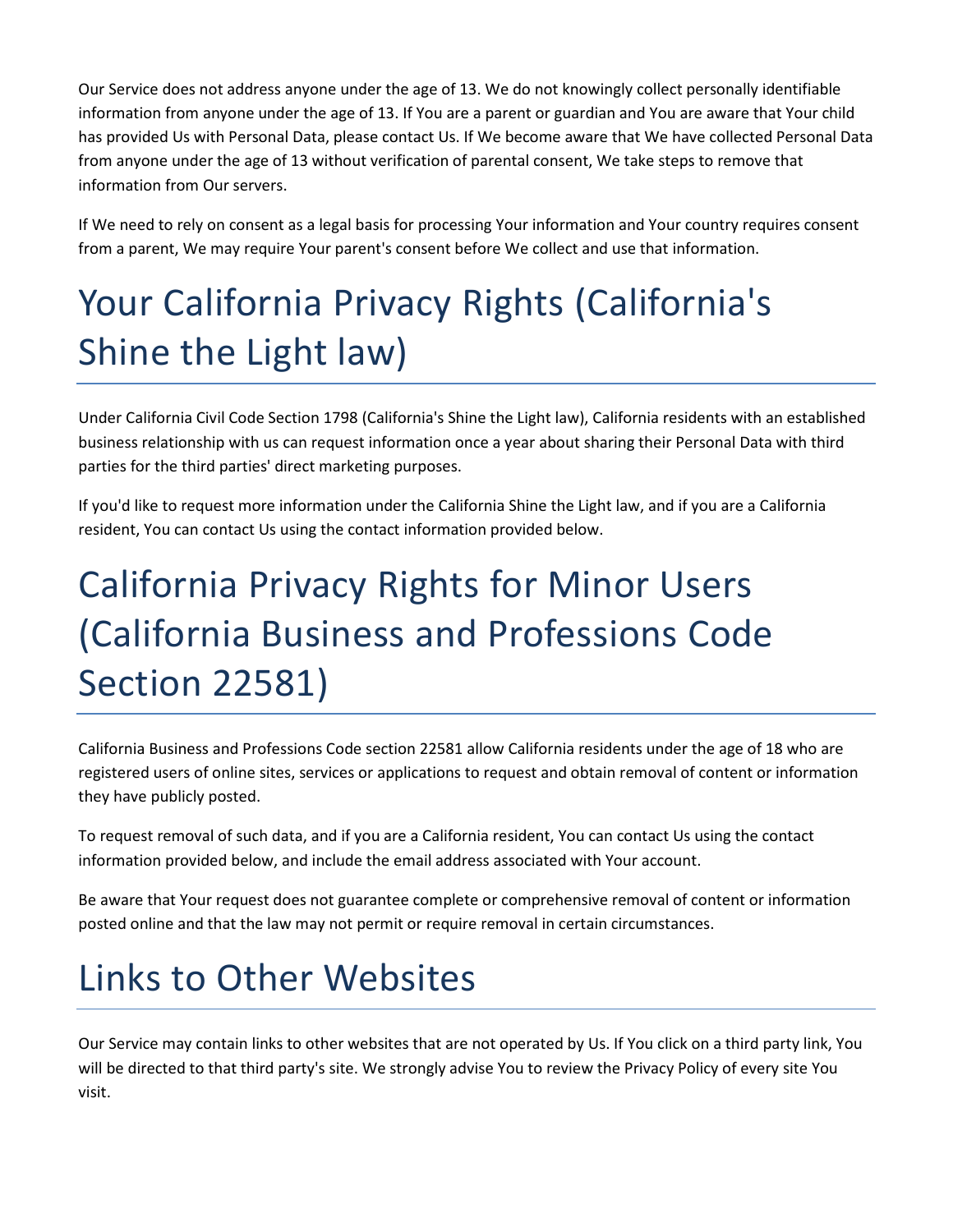Our Service does not address anyone under the age of 13. We do not knowingly collect personally identifiable information from anyone under the age of 13. If You are a parent or guardian and You are aware that Your child has provided Us with Personal Data, please contact Us. If We become aware that We have collected Personal Data from anyone under the age of 13 without verification of parental consent, We take steps to remove that information from Our servers.

If We need to rely on consent as a legal basis for processing Your information and Your country requires consent from a parent, We may require Your parent's consent before We collect and use that information.

# Your California Privacy Rights (California's Shine the Light law)

Under California Civil Code Section 1798 (California's Shine the Light law), California residents with an established business relationship with us can request information once a year about sharing their Personal Data with third parties for the third parties' direct marketing purposes.

If you'd like to request more information under the California Shine the Light law, and if you are a California resident, You can contact Us using the contact information provided below.

# California Privacy Rights for Minor Users (California Business and Professions Code Section 22581)

California Business and Professions Code section 22581 allow California residents under the age of 18 who are registered users of online sites, services or applications to request and obtain removal of content or information they have publicly posted.

To request removal of such data, and if you are a California resident, You can contact Us using the contact information provided below, and include the email address associated with Your account.

Be aware that Your request does not guarantee complete or comprehensive removal of content or information posted online and that the law may not permit or require removal in certain circumstances.

# Links to Other Websites

Our Service may contain links to other websites that are not operated by Us. If You click on a third party link, You will be directed to that third party's site. We strongly advise You to review the Privacy Policy of every site You visit.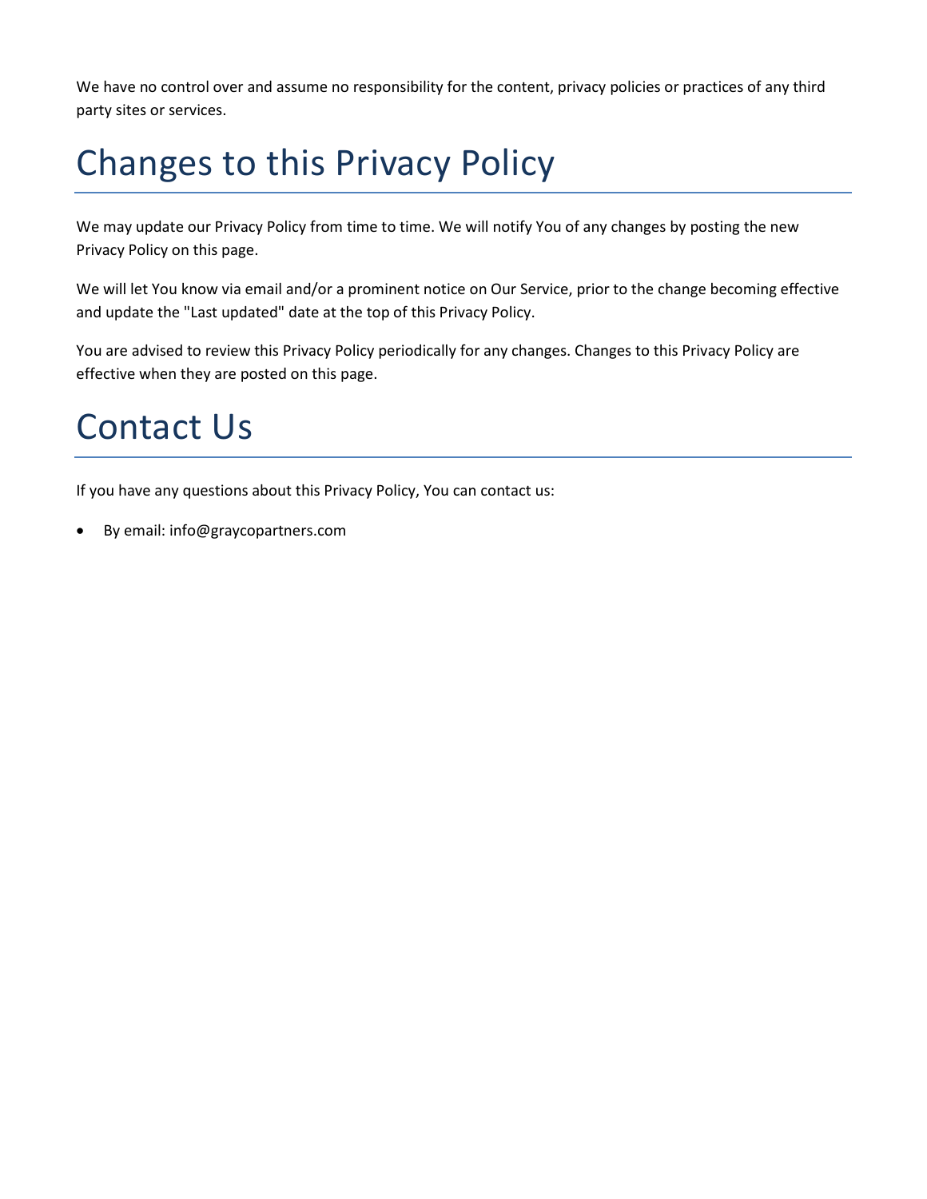We have no control over and assume no responsibility for the content, privacy policies or practices of any third party sites or services.

# Changes to this Privacy Policy

We may update our Privacy Policy from time to time. We will notify You of any changes by posting the new Privacy Policy on this page.

We will let You know via email and/or a prominent notice on Our Service, prior to the change becoming effective and update the "Last updated" date at the top of this Privacy Policy.

You are advised to review this Privacy Policy periodically for any changes. Changes to this Privacy Policy are effective when they are posted on this page.

# Contact Us

If you have any questions about this Privacy Policy, You can contact us:

- By email: info@graycopartners.com